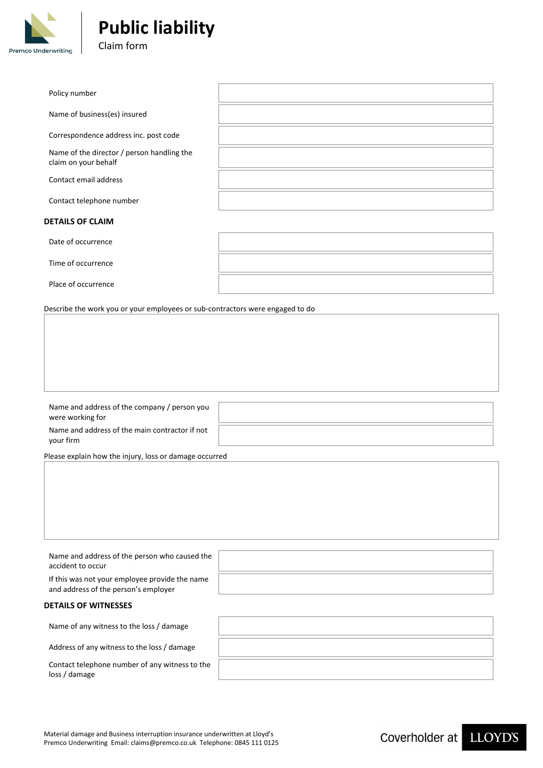Premco Underwriting

# Public liability

Claim form

| | |
|---|---|
| Policy number | |
| Name of business(es) insured | |
| Correspondence address inc. post code | |
| Name of the director / person handling the claim on your behalf | |
| Contact email address | |
| Contact telephone number | |

**DETAILS OF CLAIM**

| | |
|---|---|
| Date of occurrence | |
| Time of occurrence | |
| Place of occurrence | |

Describe the work you or your employees or sub-contractors were engaged to do

| |
|---|
| |

| | |
|---|---|
| Name and address of the company / person you were working for | |
| Name and address of the main contractor if not your firm | |

Please explain how the injury, loss or damage occurred

| |
|---|
| |

| | |
|---|---|
| Name and address of the person who caused the accident to occur | |
| If this was not your employee provide the name and address of the person's employer | |

**DETAILS OF WITNESSES**

| | |
|---|---|
| Name of any witness to the loss / damage | |
| Address of any witness to the loss / damage | |
| Contact telephone number of any witness to the loss / damage | |

Material damage and Business interruption insurance underwritten at Lloyd's
Premco Underwriting Email: claims@premco.co.uk Telephone: 0845 111 0125

Coverholder at LLOYD'S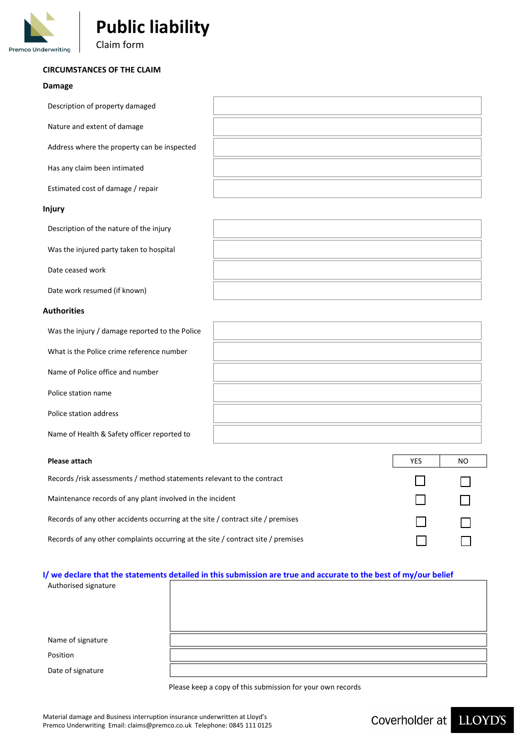# Public liability

Claim form

## CIRCUMSTANCES OF THE CLAIM

### Damage

| | |
|---|---|
| Description of property damaged | |
| Nature and extent of damage | |
| Address where the property can be inspected | |
| Has any claim been intimated | |
| Estimated cost of damage / repair | |

### Injury

| | |
|---|---|
| Description of the nature of the injury | |
| Was the injured party taken to hospital | |
| Date ceased work | |
| Date work resumed (if known) | |

### Authorities

| | |
|---|---|
| Was the injury / damage reported to the Police | |
| What is the Police crime reference number | |
| Name of Police office and number | |
| Police station name | |
| Police station address | |
| Name of Health & Safety officer reported to | |

| **Please attach** | YES | NO |
|---|---|---|
| Records /risk assessments / method statements relevant to the contract | ☐ | ☐ |
| Maintenance records of any plant involved in the incident | ☐ | ☐ |
| Records of any other accidents occurring at the site / contract site / premises | ☐ | ☐ |
| Records of any other complaints occurring at the site / contract site / premises | ☐ | ☐ |

**I/ we declare that the statements detailed in this submission are true and accurate to the best of my/our belief**

| | |
|---|---|
| Authorised signature | |
| Name of signature | |
| Position | |
| Date of signature | |

Please keep a copy of this submission for your own records

Material damage and Business interruption insurance underwritten at Lloyd's
Premco Underwriting Email: claims@premco.co.uk Telephone: 0845 111 0125

Coverholder at LLOYD'S